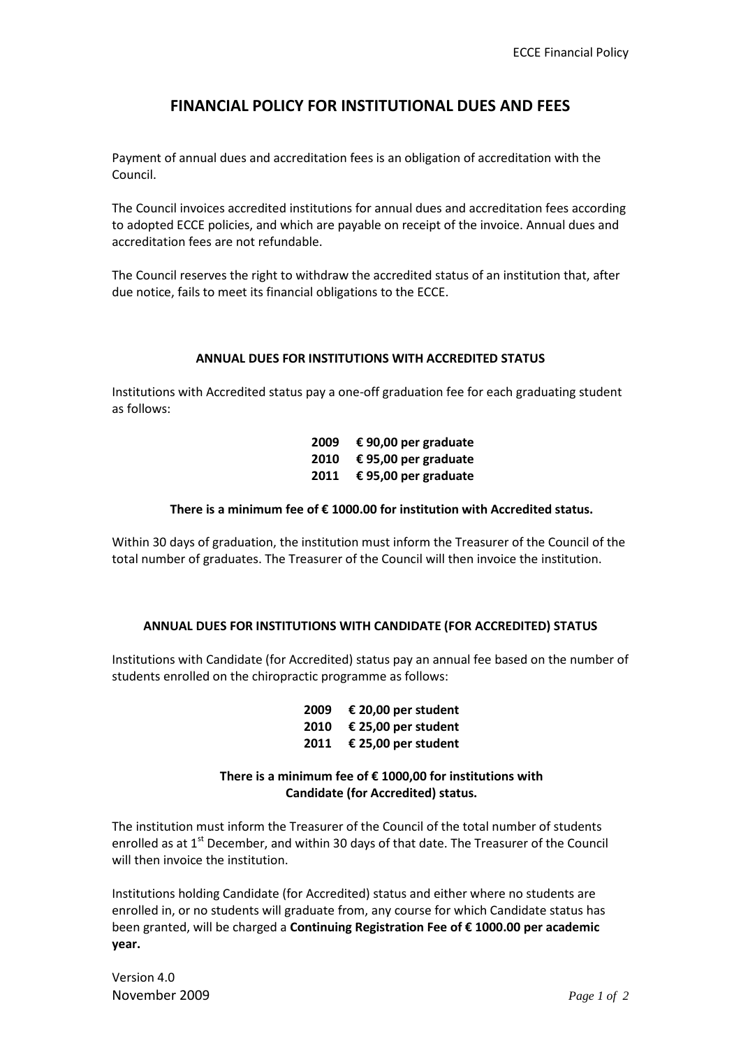# FINANCIAL POLICY FOR INSTITUTIONAL DUES AND FEES

Payment of annual dues and accreditation fees is an obligation of accreditation with the Council.

The Council invoices accredited institutions for annual dues and accreditation fees according to adopted ECCE policies, and which are payable on receipt of the invoice. Annual dues and accreditation fees are not refundable.

The Council reserves the right to withdraw the accredited status of an institution that, after due notice, fails to meet its financial obligations to the ECCE.

## ANNUAL DUES FOR INSTITUTIONS WITH ACCREDITED STATUS

Institutions with Accredited status pay a one-off graduation fee for each graduating student as follows:

**2009 € 90,00 per graduate**
**2010 € 95,00 per graduate**
**2011 € 95,00 per graduate**

**There is a minimum fee of € 1000.00 for institution with Accredited status.**

Within 30 days of graduation, the institution must inform the Treasurer of the Council of the total number of graduates. The Treasurer of the Council will then invoice the institution.

## ANNUAL DUES FOR INSTITUTIONS WITH CANDIDATE (FOR ACCREDITED) STATUS

Institutions with Candidate (for Accredited) status pay an annual fee based on the number of students enrolled on the chiropractic programme as follows:

**2009 € 20,00 per student**
**2010 € 25,00 per student**
**2011 € 25,00 per student**

**There is a minimum fee of € 1000,00 for institutions with Candidate (for Accredited) status.**

The institution must inform the Treasurer of the Council of the total number of students enrolled as at 1st December, and within 30 days of that date. The Treasurer of the Council will then invoice the institution.

Institutions holding Candidate (for Accredited) status and either where no students are enrolled in, or no students will graduate from, any course for which Candidate status has been granted, will be charged a **Continuing Registration Fee of € 1000.00 per academic year.**

Version 4.0
November 2009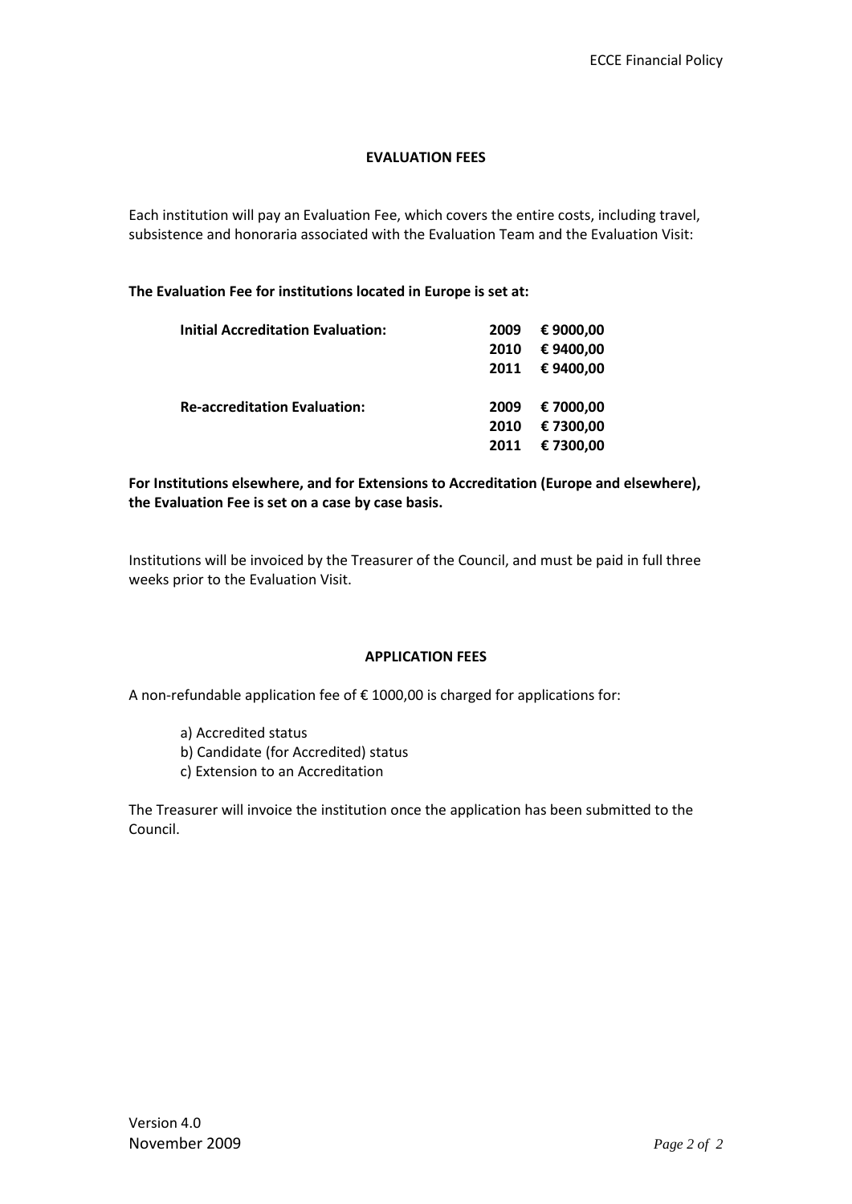## EVALUATION FEES

Each institution will pay an Evaluation Fee, which covers the entire costs, including travel, subsistence and honoraria associated with the Evaluation Team and the Evaluation Visit:

**The Evaluation Fee for institutions located in Europe is set at:**

| | | |
|---|---|---|
| **Initial Accreditation Evaluation:** | **2009** | **€ 9000,00** |
| | **2010** | **€ 9400,00** |
| | **2011** | **€ 9400,00** |
| **Re-accreditation Evaluation:** | **2009** | **€ 7000,00** |
| | **2010** | **€ 7300,00** |
| | **2011** | **€ 7300,00** |

**For Institutions elsewhere, and for Extensions to Accreditation (Europe and elsewhere), the Evaluation Fee is set on a case by case basis.**

Institutions will be invoiced by the Treasurer of the Council, and must be paid in full three weeks prior to the Evaluation Visit.

## APPLICATION FEES

A non-refundable application fee of € 1000,00 is charged for applications for:

a) Accredited status
b) Candidate (for Accredited) status
c) Extension to an Accreditation

The Treasurer will invoice the institution once the application has been submitted to the Council.

Version 4.0
November 2009